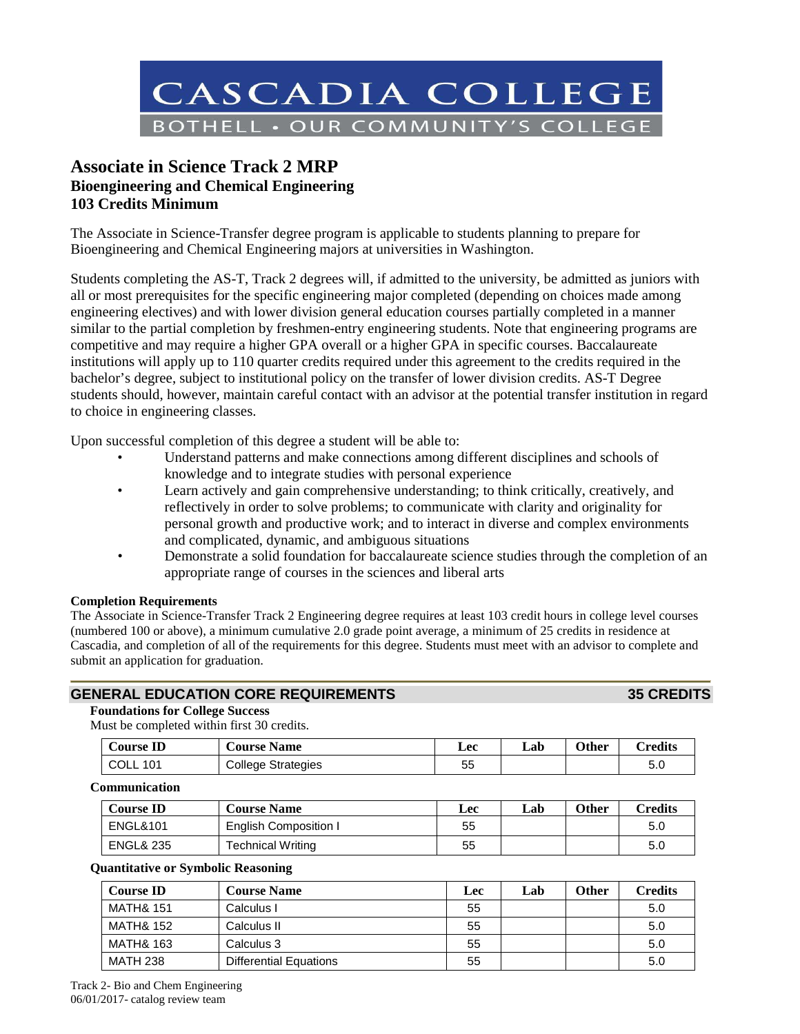CASCADIA COLLEGE

BOTHELL • OUR COMMUNITY'S COLLEGE

# Associate in Science Track 2 MRP
## Bioengineering and Chemical Engineering
## 103 Credits Minimum

The Associate in Science-Transfer degree program is applicable to students planning to prepare for Bioengineering and Chemical Engineering majors at universities in Washington.

Students completing the AS-T, Track 2 degrees will, if admitted to the university, be admitted as juniors with all or most prerequisites for the specific engineering major completed (depending on choices made among engineering electives) and with lower division general education courses partially completed in a manner similar to the partial completion by freshmen-entry engineering students. Note that engineering programs are competitive and may require a higher GPA overall or a higher GPA in specific courses. Baccalaureate institutions will apply up to 110 quarter credits required under this agreement to the credits required in the bachelor's degree, subject to institutional policy on the transfer of lower division credits. AS-T Degree students should, however, maintain careful contact with an advisor at the potential transfer institution in regard to choice in engineering classes.

Upon successful completion of this degree a student will be able to:

- Understand patterns and make connections among different disciplines and schools of knowledge and to integrate studies with personal experience
- Learn actively and gain comprehensive understanding; to think critically, creatively, and reflectively in order to solve problems; to communicate with clarity and originality for personal growth and productive work; and to interact in diverse and complex environments and complicated, dynamic, and ambiguous situations
- Demonstrate a solid foundation for baccalaureate science studies through the completion of an appropriate range of courses in the sciences and liberal arts

**Completion Requirements**

The Associate in Science-Transfer Track 2 Engineering degree requires at least 103 credit hours in college level courses (numbered 100 or above), a minimum cumulative 2.0 grade point average, a minimum of 25 credits in residence at Cascadia, and completion of all of the requirements for this degree. Students must meet with an advisor to complete and submit an application for graduation.

## GENERAL EDUCATION CORE REQUIREMENTS — 35 CREDITS

**Foundations for College Success**

Must be completed within first 30 credits.

| Course ID | Course Name | Lec | Lab | Other | Credits |
|---|---|---|---|---|---|
| COLL 101 | College Strategies | 55 | | | 5.0 |

**Communication**

| Course ID | Course Name | Lec | Lab | Other | Credits |
|---|---|---|---|---|---|
| ENGL&101 | English Composition I | 55 | | | 5.0 |
| ENGL& 235 | Technical Writing | 55 | | | 5.0 |

**Quantitative or Symbolic Reasoning**

| Course ID | Course Name | Lec | Lab | Other | Credits |
|---|---|---|---|---|---|
| MATH& 151 | Calculus I | 55 | | | 5.0 |
| MATH& 152 | Calculus II | 55 | | | 5.0 |
| MATH& 163 | Calculus 3 | 55 | | | 5.0 |
| MATH 238 | Differential Equations | 55 | | | 5.0 |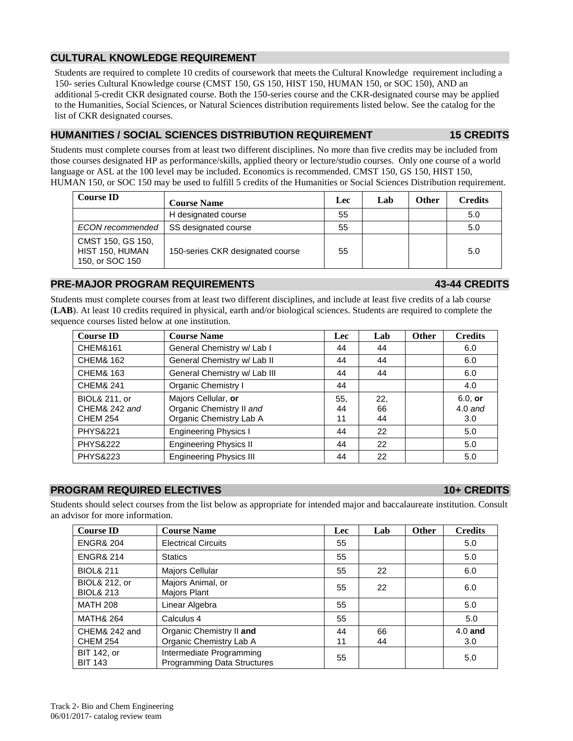## CULTURAL KNOWLEDGE REQUIREMENT

Students are required to complete 10 credits of coursework that meets the Cultural Knowledge requirement including a 150- series Cultural Knowledge course (CMST 150, GS 150, HIST 150, HUMAN 150, or SOC 150), AND an additional 5-credit CKR designated course. Both the 150-series course and the CKR-designated course may be applied to the Humanities, Social Sciences, or Natural Sciences distribution requirements listed below. See the catalog for the list of CKR designated courses.

## HUMANITIES / SOCIAL SCIENCES DISTRIBUTION REQUIREMENT 15 CREDITS

Students must complete courses from at least two different disciplines. No more than five credits may be included from those courses designated HP as performance/skills, applied theory or lecture/studio courses. Only one course of a world language or ASL at the 100 level may be included. Economics is recommended. CMST 150, GS 150, HIST 150, HUMAN 150, or SOC 150 may be used to fulfill 5 credits of the Humanities or Social Sciences Distribution requirement.

| Course ID | Course Name | Lec | Lab | Other | Credits |
|---|---|---|---|---|---|
| | H designated course | 55 | | | 5.0 |
| *ECON recommended* | SS designated course | 55 | | | 5.0 |
| CMST 150, GS 150, HIST 150, HUMAN 150, or SOC 150 | 150-series CKR designated course | 55 | | | 5.0 |

## PRE-MAJOR PROGRAM REQUIREMENTS 43-44 CREDITS

Students must complete courses from at least two different disciplines, and include at least five credits of a lab course (**LAB**). At least 10 credits required in physical, earth and/or biological sciences. Students are required to complete the sequence courses listed below at one institution.

| Course ID | Course Name | Lec | Lab | Other | Credits |
|---|---|---|---|---|---|
| CHEM&161 | General Chemistry w/ Lab I | 44 | 44 | | 6.0 |
| CHEM& 162 | General Chemistry w/ Lab II | 44 | 44 | | 6.0 |
| CHEM& 163 | General Chemistry w/ Lab III | 44 | 44 | | 6.0 |
| CHEM& 241 | Organic Chemistry I | 44 | | | 4.0 |
| BIOL& 211, or CHEM& 242 *and* CHEM 254 | Majors Cellular, **or** Organic Chemistry II *and* Organic Chemistry Lab A | 55, 44 11 | 22, 66 44 | | 6.0, **or** 4.0 *and* 3.0 |
| PHYS&221 | Engineering Physics I | 44 | 22 | | 5.0 |
| PHYS&222 | Engineering Physics II | 44 | 22 | | 5.0 |
| PHYS&223 | Engineering Physics III | 44 | 22 | | 5.0 |

## PROGRAM REQUIRED ELECTIVES 10+ CREDITS

Students should select courses from the list below as appropriate for intended major and baccalaureate institution. Consult an advisor for more information.

| Course ID | Course Name | Lec | Lab | Other | Credits |
|---|---|---|---|---|---|
| ENGR& 204 | Electrical Circuits | 55 | | | 5.0 |
| ENGR& 214 | Statics | 55 | | | 5.0 |
| BIOL& 211 | Majors Cellular | 55 | 22 | | 6.0 |
| BIOL& 212, or BIOL& 213 | Majors Animal, or Majors Plant | 55 | 22 | | 6.0 |
| MATH 208 | Linear Algebra | 55 | | | 5.0 |
| MATH& 264 | Calculus 4 | 55 | | | 5.0 |
| CHEM& 242 and CHEM 254 | Organic Chemistry II **and** Organic Chemistry Lab A | 44 11 | 66 44 | | 4.0 **and** 3.0 |
| BIT 142, or BIT 143 | Intermediate Programming Programming Data Structures | 55 | | | 5.0 |

Track 2- Bio and Chem Engineering
06/01/2017- catalog review team